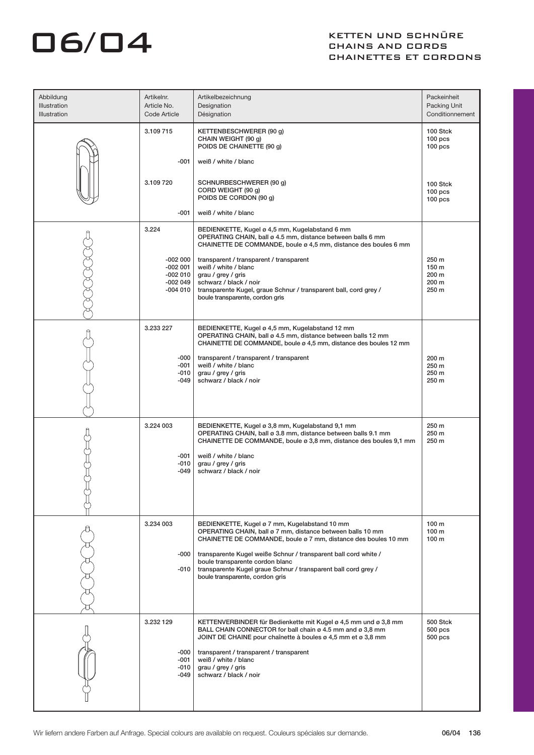# 06/04

## KETTEN UND SCHNÜRE
## CHAINS AND CORDS
## CHAINETTES ET CORDONS

| Abbildung<br>Illustration<br>Illustration | Artikelnr.<br>Article No.<br>Code Article | Artikelbezeichnung<br>Designation<br>Désignation | Packeinheit<br>Packing Unit<br>Conditionnement |
|---|---|---|---|
| | 3.109 715 | KETTENBESCHWERER (90 g)<br>CHAIN WEIGHT (90 g)<br>POIDS DE CHAINETTE (90 g) | 100 Stck<br>100 pcs<br>100 pcs |
| | -001 | weiß / white / blanc | |
| | 3.109 720 | SCHNURBESCHWERER (90 g)<br>CORD WEIGHT (90 g)<br>POIDS DE CORDON (90 g) | 100 Stck<br>100 pcs<br>100 pcs |
| | -001 | weiß / white / blanc | |
| | 3.224 | BEDIENKETTE, Kugel ø 4,5 mm, Kugelabstand 6 mm<br>OPERATING CHAIN, ball ø 4.5 mm, distance between balls 6 mm<br>CHAINETTE DE COMMANDE, boule ø 4,5 mm, distance des boules 6 mm | |
| | -002 000 | transparent / transparent / transparent | 250 m |
| | -002 001 | weiß / white / blanc | 150 m |
| | -002 010 | grau / grey / gris | 200 m |
| | -002 049 | schwarz / black / noir | 200 m |
| | -004 010 | transparente Kugel, graue Schnur / transparent ball, cord grey / boule transparente, cordon gris | 250 m |
| | 3.233 227 | BEDIENKETTE, Kugel ø 4,5 mm, Kugelabstand 12 mm<br>OPERATING CHAIN, ball ø 4.5 mm, distance between balls 12 mm<br>CHAINETTE DE COMMANDE, boule ø 4,5 mm, distance des boules 12 mm | |
| | -000 | transparent / transparent / transparent | 200 m |
| | -001 | weiß / white / blanc | 250 m |
| | -010 | grau / grey / gris | 250 m |
| | -049 | schwarz / black / noir | 250 m |
| | 3.224 003 | BEDIENKETTE, Kugel ø 3,8 mm, Kugelabstand 9,1 mm<br>OPERATING CHAIN, ball ø 3.8 mm, distance between balls 9.1 mm<br>CHAINETTE DE COMMANDE, boule ø 3,8 mm, distance des boules 9,1 mm | 250 m<br>250 m<br>250 m |
| | -001 | weiß / white / blanc | |
| | -010 | grau / grey / gris | |
| | -049 | schwarz / black / noir | |
| | 3.234 003 | BEDIENKETTE, Kugel ø 7 mm, Kugelabstand 10 mm<br>OPERATING CHAIN, ball ø 7 mm, distance between balls 10 mm<br>CHAINETTE DE COMMANDE, boule ø 7 mm, distance des boules 10 mm | 100 m<br>100 m<br>100 m |
| | -000 | transparente Kugel weiße Schnur / transparent ball cord white / boule transparente cordon blanc | |
| | -010 | transparente Kugel graue Schnur / transparent ball cord grey / boule transparente, cordon gris | |
| | 3.232 129 | KETTENVERBINDER für Bedienkette mit Kugel ø 4,5 mm und ø 3,8 mm<br>BALL CHAIN CONNECTOR for ball chain ø 4.5 mm and ø 3,8 mm<br>JOINT DE CHAINE pour chaînette à boules ø 4,5 mm et ø 3,8 mm | 500 Stck<br>500 pcs<br>500 pcs |
| | -000 | transparent / transparent / transparent | |
| | -001 | weiß / white / blanc | |
| | -010 | grau / grey / gris | |
| | -049 | schwarz / black / noir | |

Wir liefern andere Farben auf Anfrage. Special colours are available on request. Couleurs spéciales sur demande.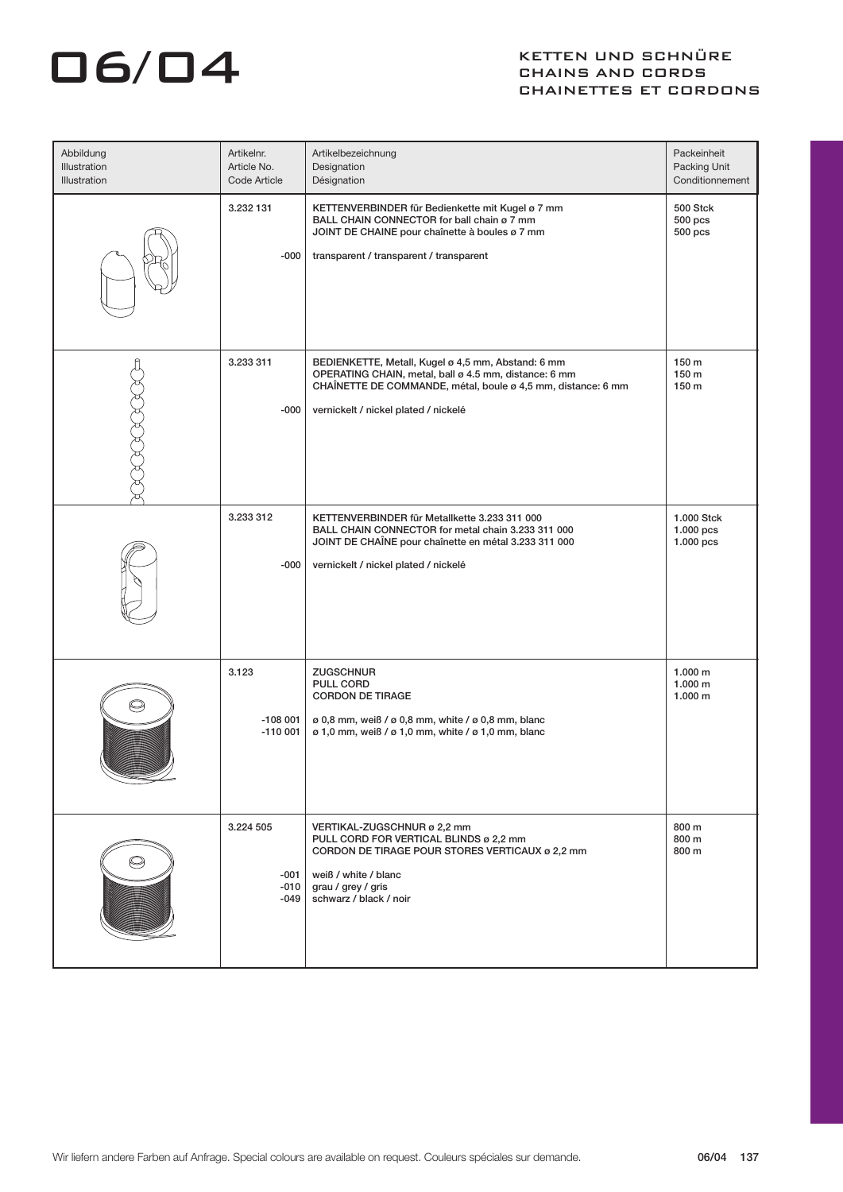# 06/04

KETTEN UND SCHNÜRE
CHAINS AND CORDS
CHAINETTES ET CORDONS

| Abbildung<br>Illustration<br>Illustration | Artikelnr.<br>Article No.<br>Code Article | Artikelbezeichnung<br>Designation<br>Désignation | Packeinheit<br>Packing Unit<br>Conditionnement |
|---|---|---|---|
| | 3.232 131<br><br>-000 | **KETTENVERBINDER für Bedienkette mit Kugel ø 7 mm**<br>**BALL CHAIN CONNECTOR for ball chain ø 7 mm**<br>**JOINT DE CHAINE pour chaînette à boules ø 7 mm**<br><br>transparent / transparent / transparent | 500 Stck<br>500 pcs<br>500 pcs |
| | 3.233 311<br><br>-000 | **BEDIENKETTE, Metall, Kugel ø 4,5 mm, Abstand: 6 mm**<br>**OPERATING CHAIN, metal, ball ø 4.5 mm, distance: 6 mm**<br>**CHAÎNETTE DE COMMANDE, métal, boule ø 4,5 mm, distance: 6 mm**<br><br>vernickelt / nickel plated / nickelé | 150 m<br>150 m<br>150 m |
| | 3.233 312<br><br>-000 | **KETTENVERBINDER für Metallkette 3.233 311 000**<br>**BALL CHAIN CONNECTOR for metal chain 3.233 311 000**<br>**JOINT DE CHAÎNE pour chaînette en métal 3.233 311 000**<br><br>vernickelt / nickel plated / nickelé | 1.000 Stck<br>1.000 pcs<br>1.000 pcs |
| | 3.123<br><br>-108 001<br>-110 001 | **ZUGSCHNUR**<br>**PULL CORD**<br>**CORDON DE TIRAGE**<br><br>ø 0,8 mm, weiß / ø 0,8 mm, white / ø 0,8 mm, blanc<br>ø 1,0 mm, weiß / ø 1,0 mm, white / ø 1,0 mm, blanc | 1.000 m<br>1.000 m<br>1.000 m |
| | 3.224 505<br><br>-001<br>-010<br>-049 | **VERTIKAL-ZUGSCHNUR ø 2,2 mm**<br>**PULL CORD FOR VERTICAL BLINDS ø 2,2 mm**<br>**CORDON DE TIRAGE POUR STORES VERTICAUX ø 2,2 mm**<br><br>weiß / white / blanc<br>grau / grey / gris<br>schwarz / black / noir | 800 m<br>800 m<br>800 m |

Wir liefern andere Farben auf Anfrage. Special colours are available on request. Couleurs spéciales sur demande.